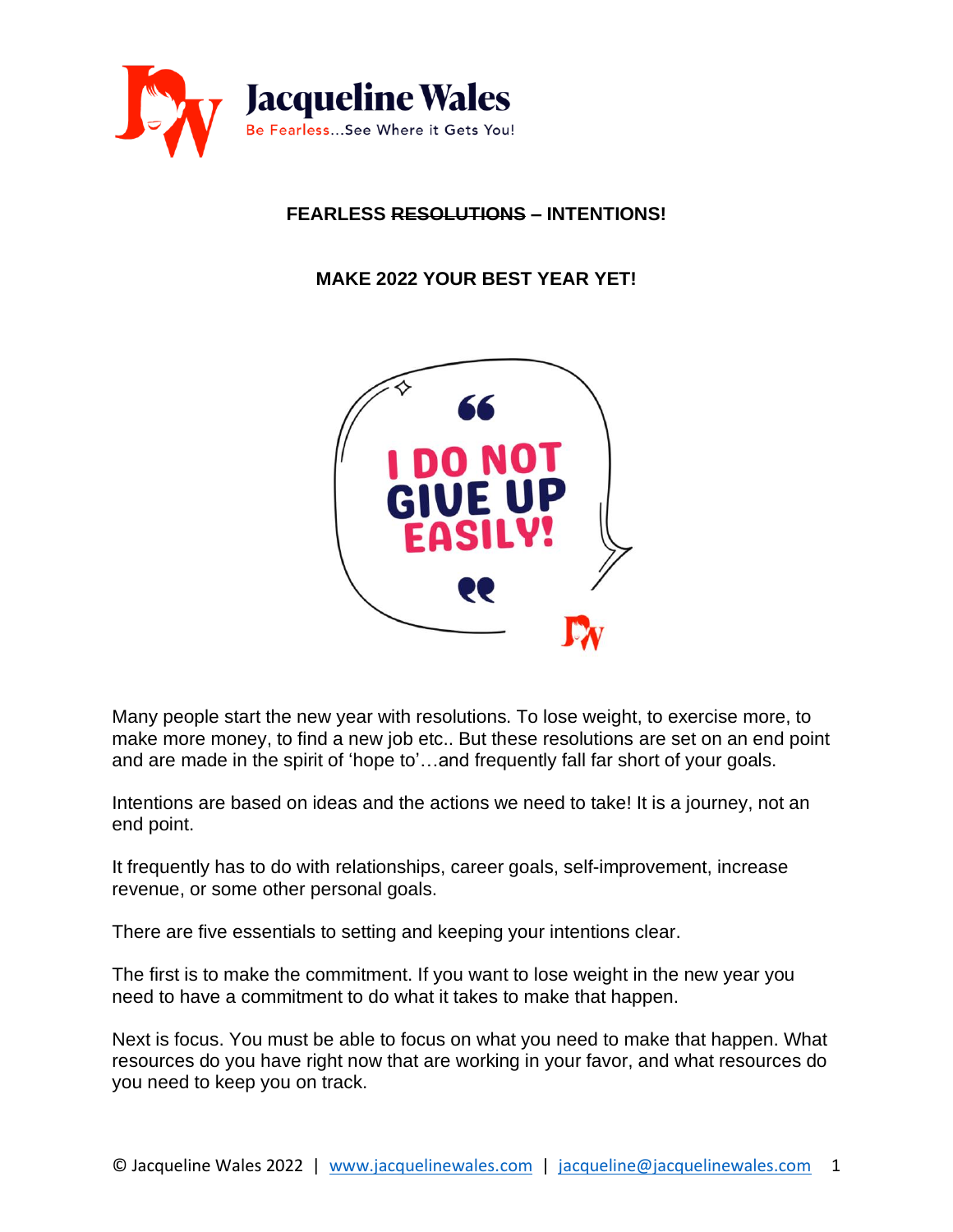# Jacqueline Wales

Be Fearless...See Where it Gets You!

**FEARLESS ~~RESOLUTIONS~~ – INTENTIONS!**

**MAKE 2022 YOUR BEST YEAR YET!**

Many people start the new year with resolutions. To lose weight, to exercise more, to make more money, to find a new job etc.. But these resolutions are set on an end point and are made in the spirit of 'hope to'…and frequently fall far short of your goals.

Intentions are based on ideas and the actions we need to take! It is a journey, not an end point.

It frequently has to do with relationships, career goals, self-improvement, increase revenue, or some other personal goals.

There are five essentials to setting and keeping your intentions clear.

The first is to make the commitment. If you want to lose weight in the new year you need to have a commitment to do what it takes to make that happen.

Next is focus. You must be able to focus on what you need to make that happen. What resources do you have right now that are working in your favor, and what resources do you need to keep you on track.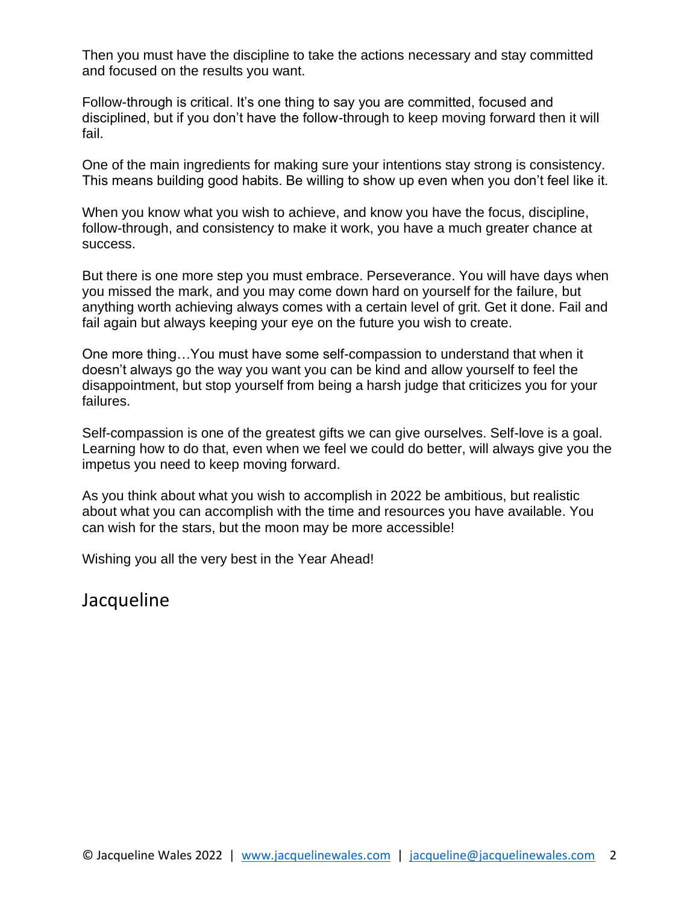Then you must have the discipline to take the actions necessary and stay committed and focused on the results you want.

Follow-through is critical. It's one thing to say you are committed, focused and disciplined, but if you don't have the follow-through to keep moving forward then it will fail.

One of the main ingredients for making sure your intentions stay strong is consistency. This means building good habits. Be willing to show up even when you don't feel like it.

When you know what you wish to achieve, and know you have the focus, discipline, follow-through, and consistency to make it work, you have a much greater chance at success.

But there is one more step you must embrace. Perseverance. You will have days when you missed the mark, and you may come down hard on yourself for the failure, but anything worth achieving always comes with a certain level of grit. Get it done. Fail and fail again but always keeping your eye on the future you wish to create.

One more thing…You must have some self-compassion to understand that when it doesn't always go the way you want you can be kind and allow yourself to feel the disappointment, but stop yourself from being a harsh judge that criticizes you for your failures.

Self-compassion is one of the greatest gifts we can give ourselves. Self-love is a goal. Learning how to do that, even when we feel we could do better, will always give you the impetus you need to keep moving forward.

As you think about what you wish to accomplish in 2022 be ambitious, but realistic about what you can accomplish with the time and resources you have available. You can wish for the stars, but the moon may be more accessible!

Wishing you all the very best in the Year Ahead!

Jacqueline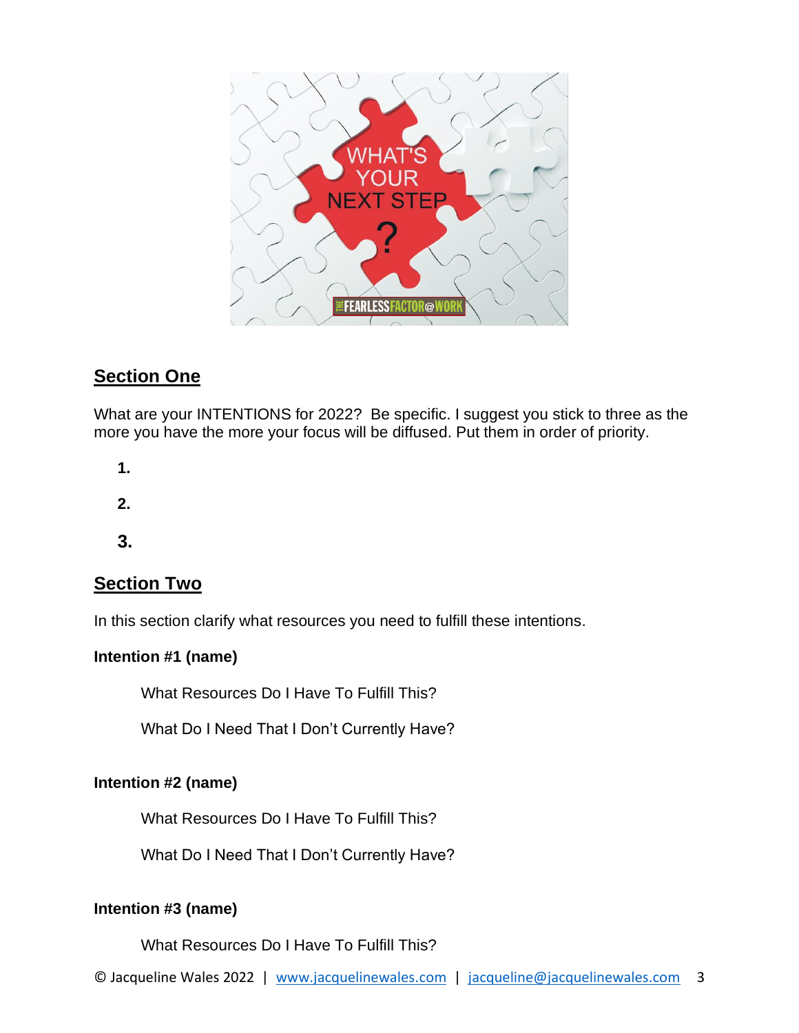## Section One

What are your INTENTIONS for 2022? Be specific. I suggest you stick to three as the more you have the more your focus will be diffused. Put them in order of priority.

1.

2.

3.

## Section Two

In this section clarify what resources you need to fulfill these intentions.

**Intention #1 (name)**

What Resources Do I Have To Fulfill This?

What Do I Need That I Don't Currently Have?

**Intention #2 (name)**

What Resources Do I Have To Fulfill This?

What Do I Need That I Don't Currently Have?

**Intention #3 (name)**

What Resources Do I Have To Fulfill This?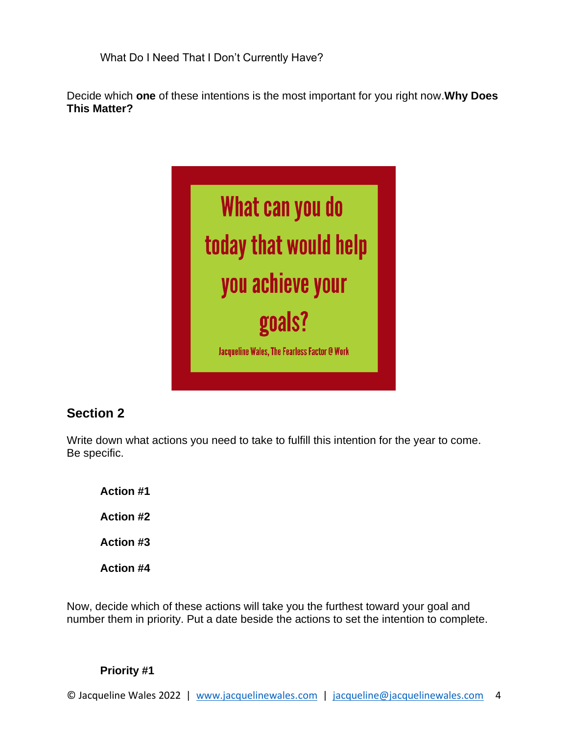What Do I Need That I Don't Currently Have?

Decide which **one** of these intentions is the most important for you right now.**Why Does This Matter?**

What can you do today that would help you achieve your goals?

Jacqueline Wales, The Fearless Factor @ Work

## Section 2

Write down what actions you need to take to fulfill this intention for the year to come. Be specific.

**Action #1**

**Action #2**

**Action #3**

**Action #4**

Now, decide which of these actions will take you the furthest toward your goal and number them in priority. Put a date beside the actions to set the intention to complete.

**Priority #1**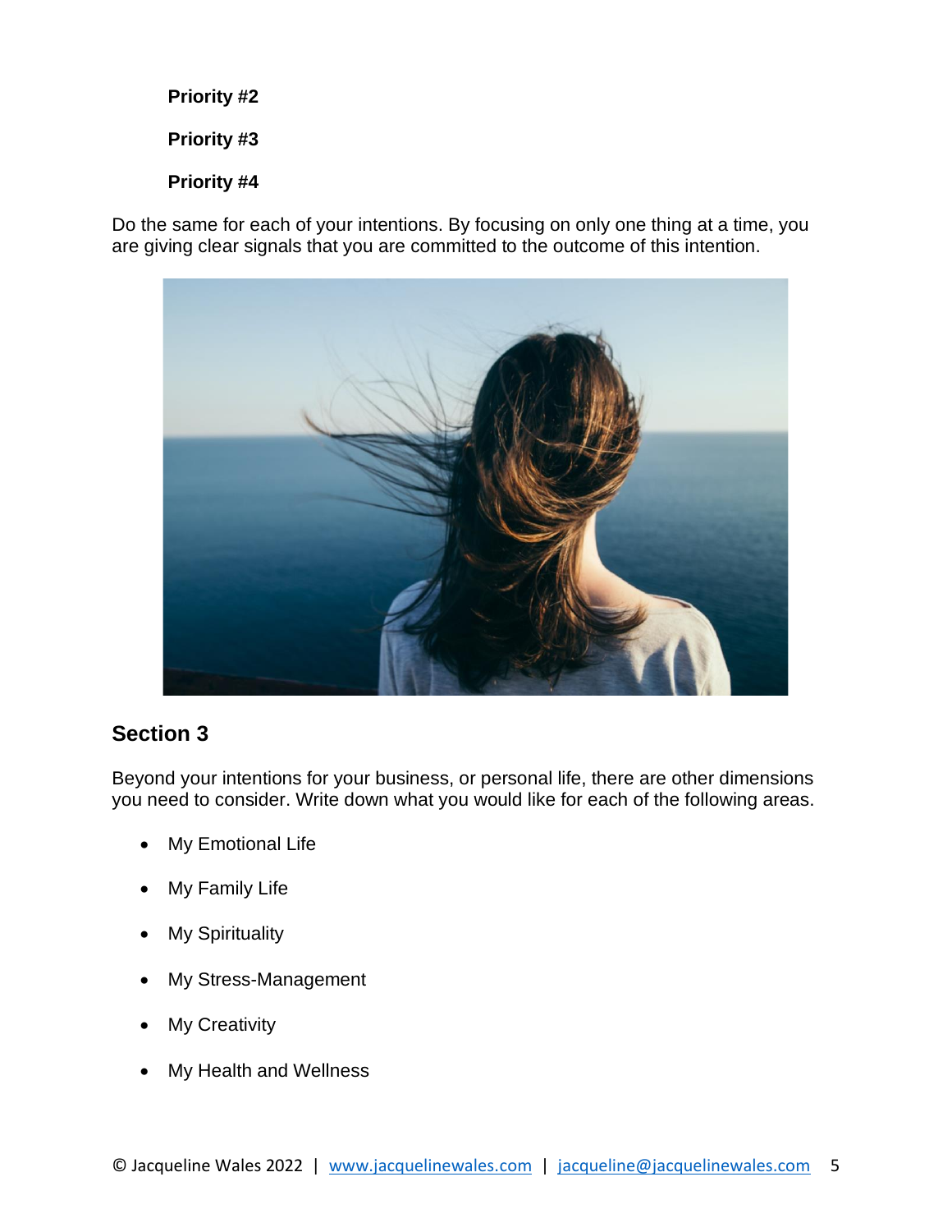**Priority #2**

**Priority #3**

**Priority #4**

Do the same for each of your intentions. By focusing on only one thing at a time, you are giving clear signals that you are committed to the outcome of this intention.

## Section 3

Beyond your intentions for your business, or personal life, there are other dimensions you need to consider. Write down what you would like for each of the following areas.

- My Emotional Life
- My Family Life
- My Spirituality
- My Stress-Management
- My Creativity
- My Health and Wellness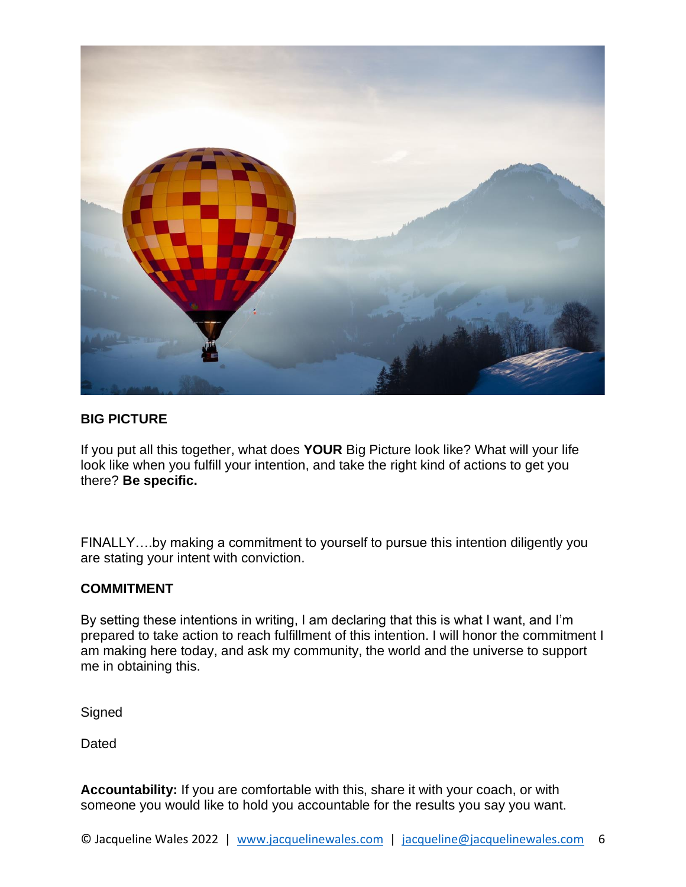## BIG PICTURE

If you put all this together, what does **YOUR** Big Picture look like? What will your life look like when you fulfill your intention, and take the right kind of actions to get you there? **Be specific.**

FINALLY….by making a commitment to yourself to pursue this intention diligently you are stating your intent with conviction.

## COMMITMENT

By setting these intentions in writing, I am declaring that this is what I want, and I'm prepared to take action to reach fulfillment of this intention. I will honor the commitment I am making here today, and ask my community, the world and the universe to support me in obtaining this.

Signed

Dated

**Accountability:** If you are comfortable with this, share it with your coach, or with someone you would like to hold you accountable for the results you say you want.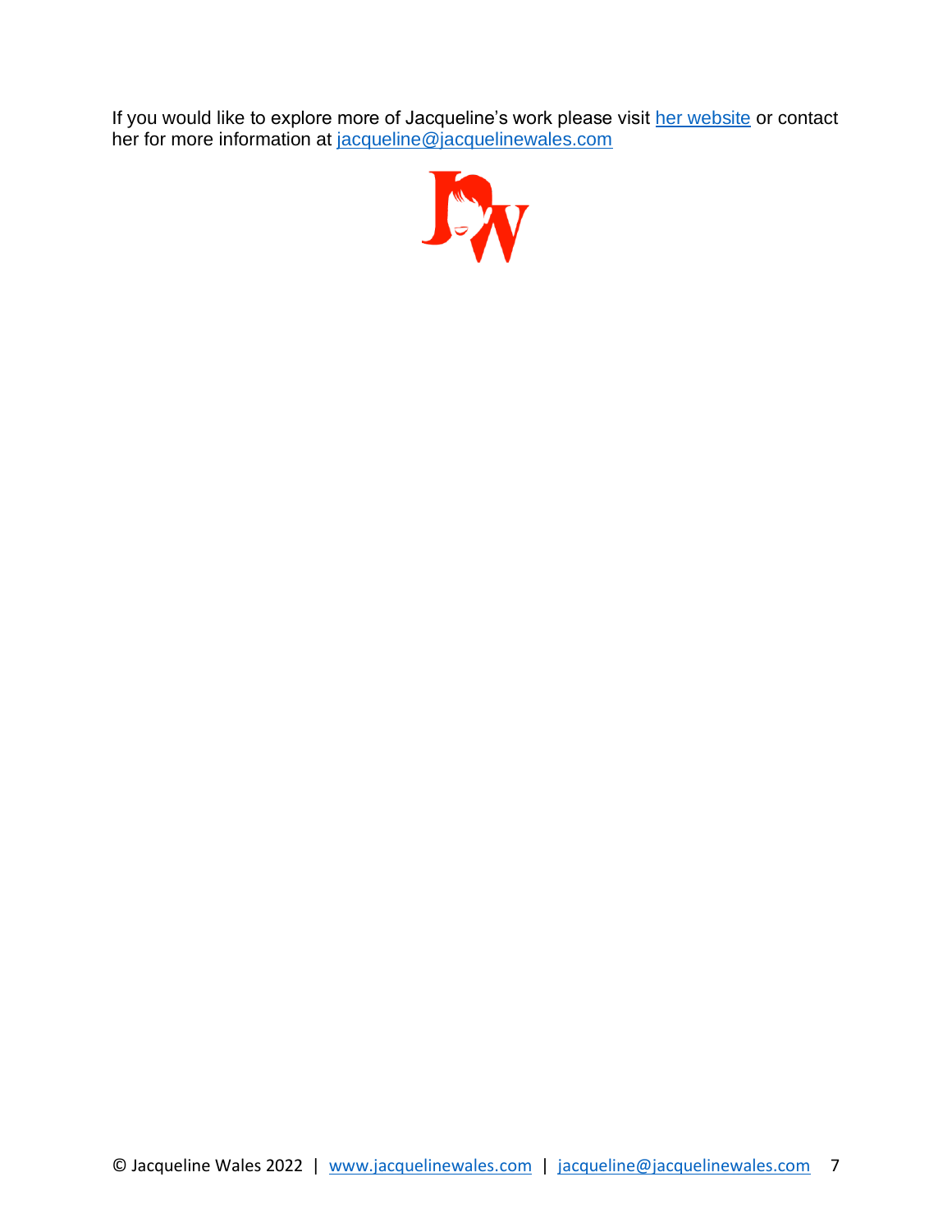If you would like to explore more of Jacqueline's work please visit her website or contact her for more information at jacqueline@jacquelinewales.com